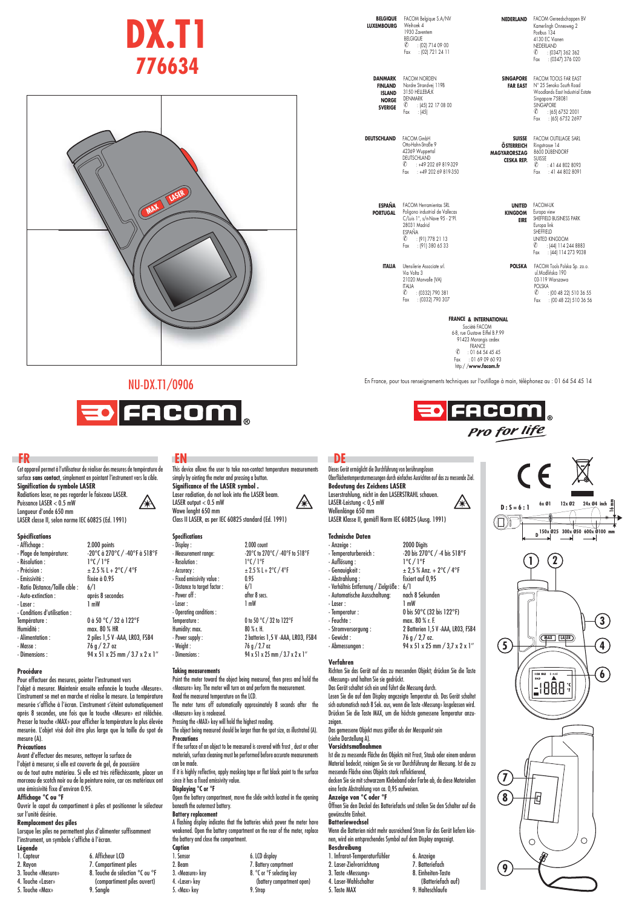# DX.T1

# 776634

NU-DX.T1/0906

FACOM

**BELGIQUE LUXEMBOURG**
FACOM Belgique S.A/NV
Weihoek 4
1930 Zaventem
BELGIQUE
✆ : (02) 714 09 00
Fax : (02) 721 24 11

**DANMARK FINLAND ISLAND NORGE SVERIGE**
FACOM NORDEN
Nordre Strandvej 119B
3150 HELLEBÆK
DENMARK
✆ : (45) 22 17 08 00
Fax : (45)

**DEUTSCHLAND**
FACOM GmbH
Otto-Hahn-Straße 9
42369 Wuppertal
DEUTSCHLAND
✆ : +49 202 69 819-329
Fax : +49 202 69 819-350

**ESPAÑA PORTUGAL**
FACOM Herramientas SRL
Poligono industrial de Vallecas
C/Luis 1°, s/n-Nave 95 - 2°Pl.
28031 Madrid
ESPAÑA
✆ : (91) 778 21 13
Fax : (91) 380 65 33

**ITALIA**
Utensilerie Associate srl.
Via Volta 3
21020 Monvalle (VA)
ITALIA
✆ : (0332) 790 381
Fax : (0332) 790 307

**NEDERLAND**
FACOM Gereedschappen BV
Kamerlingh Onnesweg 2
Postbus 134
4130 EC Vianen
NEDERLAND
✆ : (0347) 362 362
Fax : (0347) 376 020

**SINGAPORE FAR EAST**
FACOM TOOLS FAR EAST
N° 25 Senoko South Road
Woodlands East Industrial Estate
Singapore 758081
SINGAPORE
✆ : (65) 6752 2001
Fax : (65) 6752 2697

**SUISSE ÖSTERREICH MAGYARORSZAG CESKA REP.**
FACOM OUTILLAGE SARL
Ringstrasse 14
8600 DÜBENDORF
SUISSE
✆ : 41 44 802 8093
Fax : 41 44 802 8091

**UNITED KINGDOM EIRE**
FACOM-UK
Europa view
SHEFFIELD BUSINESS PARK
Europa link
SHEFFIELD
UNITED KINGDOM
✆ : (44) 114 244 8883
Fax : (44) 114 273 9038

**POLSKA**
FACOM Tools Polska Sp. zo.o.
ul.Modlińska 190
03-119 Warszawa
POLSKA
✆ : (00 48 22) 510 36 55
Fax : (00 48 22) 510 36 56

**FRANCE & INTERNATIONAL**
Société FACOM
6-8, rue Gustave Eiffel B.P.99
91423 Morangis cedex
FRANCE
✆ : 01 64 54 45 45
Fax : 01 69 09 60 93
http://www.facom.fr

En France, pour tous renseignements techniques sur l'outillage à main, téléphonez au : 01 64 54 45 14

FACOM Pro for life

## FR

Cet appareil permet à l'utilisateur de réaliser des mesures de température de surface **sans contact**, simplement en pointant l'instrument vers la cible.

**Signification du symbole LASER**
Radiations laser, ne pas regarder le faisceau LASER.
Puissance LASER < 0.5 mW
Longueur d'onde 650 mm
LASER classe II, selon norme IEC 60825 (Ed. 1991)

### Spécifications

| | |
|---|---|
| - Affichage : | 2.000 points |
| - Plage de température: | -20°C à 270°C / -40°F à 518°F |
| - Résolution : | 1°C / 1°F |
| - Précision : | ± 2.5 % L + 2°C / 4°F |
| - Emissivité : | fixée à 0.95 |
| - Ratio Distance/Taille cible : | 6/1 |
| - Auto-extinction : | après 8 secondes |
| - Laser : | 1 mW |
| - Conditions d'utilisation : | |
| Température : | 0 à 50 °C / 32 à 122°F |
| Humidité : | max. 80 % HR |
| - Alimentation : | 2 piles 1,5 V -AAA, LR03, FSB4 |
| - Masse : | 76 g / 2.7 oz |
| - Dimensions : | 94 x 51 x 25 mm / 3.7 x 2 x 1" |

### Procédure

Pour effectuer des mesures, pointer l'instrument vers l'objet à mesurer. Maintenir ensuite enfoncée la touche «Mesure». L'instrument se met en marche et réalise la mesure. La température mesurée s'affiche à l'écran. L'instrument s'éteint automatiquement après 8 secondes, une fois que la touche «Mesure» est relâchée. Presser la touche «MAX» pour afficher la température la plus élevée mesurée. L'objet visé doit être plus large que la taille du spot de mesure (A).

**Précautions**
Avant d'effectuer des mesures, nettoyer la surface de l'objet à mesurer, si elle est couverte de gel, de poussière ou de tout autre matériau. Si elle est très réfléchissante, placer un morceau de scotch noir ou de la peinture noire, car ces matériaux ont une émissivité fixe d'environ 0.95.

**Affichage °C ou °F**
Ouvrir le capot du compartiment à piles et positionner le sélecteur sur l'unité désirée.

**Remplacement des piles**
Lorsque les piles ne permettent plus d'alimenter suffisamment l'instrument, un symbole s'affiche à l'écran.

**Légende**
1. Capteur
2. Rayon
3. Touche «Mesure»
4. Touche «Laser»
5. Touche «Max»
6. Afficheur LCD
7. Compartiment piles
8. Touche de sélection °C ou °F (compartiment piles ouvert)
9. Sangle

## EN

This device allows the user to take non-contact temperature measurements simply by ainting the meter and pressing a button.

**Significance of the LASER symbol .**
Laser radiation, do not look into the LASER beam.
LASER output < 0.5 mW
Wawe lenght 650 mm
Class II LASER, as per IEC 60825 standard (Ed. 1991)

### Specifications

| | |
|---|---|
| - Display : | 2.000 count |
| - Measurement range: | -20°C to 270°C / -40°F to 518°F |
| - Resolution : | 1°C / 1°F |
| - Accuracy : | ± 2.5 % L + 2°C / 4°F |
| - Fixed emissivity value : | 0.95 |
| - Distance to target factor : | 6/1 |
| - Power off : | after 8 secs. |
| - Laser : | 1 mW |
| - Operating conditions : | |
| Temperature : | 0 to 50 °C / 32 to 122°F |
| Humidity: max. | 80 % r. H. |
| - Power supply : | 2 batteries 1,5 V -AAA, LR03, FSB4 |
| - Weight : | 76 g / 2.7 oz |
| - Dimensions : | 94 x 51 x 25 mm / 3.7 x 2 x 1" |

### Taking measurements

Point the meter toward the object being measured, then press and hold the «Measure» key. The meter will turn on and perform the measurement.
Read the measured temperature on the LCD.
The meter turns off automatically approximately 8 seconds after the «Measure» key is realeased.
Pressing the «MAX» key will hold the highest reading.
The object being measured should be larger than the spot size, as illustrated (A).

**Precautions**
If the surface of an object to be measured is covered with frost , dust or other materials, surface cleaning must be performed before accurate measurements can be made.
If it is highly reflective, apply masking tape or flat black paint to the surface since it has a fixed emissivity value.

**Displaying °C or °F**
Open the battery compartment, move the slide switch located in the opening beneath the outermost battery.

**Battery replacement**
A flashing display indicates that the batteries which power the meter have weakened. Open the battery compartment on the rear of the meter, replace the battery and close the compartment.

**Caption**
1. Sensor
2. Beam
3. «Measure» key
4. «Laser» key
5. «Max» key
6. LCD display
7. Battery comprtment
8. °C or °F selecting key (battery compartment open)
9. Strap

## DE

Dieses Gerät ermöglicht die Durchführung von berührungslosen Oberflächentemperaturmessungen durch einfaches Ausrichten auf das zu messende Ziel.

**Bedeutung des Zeichens LASER**
Laserstrahlung, nicht in den LASERSTRAHL schauen.
LASER-Leistung < 0,5 mW
Wellenlänge 650 mm
LASER Klasse II, gemäß Norm IEC 60825 (Ausg. 1991)

### Technische Daten

| | |
|---|---|
| - Anzeige : | 2000 Digits |
| - Temperaturbereich : | -20 bis 270°C / -4 bis 518°F |
| - Auflösung : | 1°C / 1°F |
| - Genauigkeit : | ± 2,5 % Anz. + 2°C / 4°F |
| - Abstrahlung : | fixiert auf 0,95 |
| - Verhältnis Entfernung / Zielgröße : | 6/1 |
| - Automatische Ausschaltung: | nach 8 Sekunden |
| - Laser : | 1 mW |
| - Temperatur : | 0 bis 50°C (32 bis 122°F) |
| - Feuchte : | max. 80 % r. F. |
| - Stromversorgung : | 2 Batterien 1,5 V -AAA, LR03, FSB4 |
| - Gewicht : | 76 g / 2,7 oz. |
| - Abmessungen : | 94 x 51 x 25 mm / 3,7 x 2 x 1" |

### Verfahren

Richten Sie das Gerät auf das zu messenden Objekt; drücken Sie die Taste «Messung» und halten Sie sie gedrückt.
Das Gerät schaltet sich ein und führt die Messung durch.
Lesen Sie die auf dem Display angezeigte Temperatur ab. Das Gerät schaltet sich automatisch nach 8 Sek. aus, wenn die Taste «Messung» losgelassen wird. Drücken Sie die Taste MAX, um die höchste gemessene Temperatur anzuzeigen.
Das gemessene Objekt muss größer als der Messpunkt sein (siehe Darstellung A).

**Vorsichtsmaßnahmen**
Ist die zu messende Fläche des Objekts mit Frost, Staub oder einem anderen Material bedeckt, reinigen Sie sie vor Durchführung der Messung. Ist die zu messende Fläche eines Objekts stark reflektierend,
decken Sie sie mit schwarzem Klebeband oder Farbe ab, da diese Materialien eine feste Abstrahlung von ca. 0,95 aufweisen.

**Anzeige von °C oder °F**
Öffnen Sie den Deckel des Batteriefachs und stellen Sie den Schalter auf die gewünschte Einheit.

**Batteriewechsel**
Wenn die Batterien nicht mehr ausreichend Strom für das Gerät liefern können, wird ein entsprechendes Symbol auf dem Display angezeigt.

**Beschreibung**
1. Infrarot-Temperaturfühler
2. Laser-Zielvorrichtung
3. Taste «Messung»
4. Laser-Wahlschalter
5. Taste MAX
6. Anzeige
7. Batteriefach
8. Einheiten-Taste (Batteriefach auf)
9. Halteschlaufe

D : S = 6 : 1

| 6x Ø1 | 12x Ø2 | 24x Ø4 inch |
|---|---|---|
| 150x Ø25 | 300x Ø50 | 600x Ø100 mm |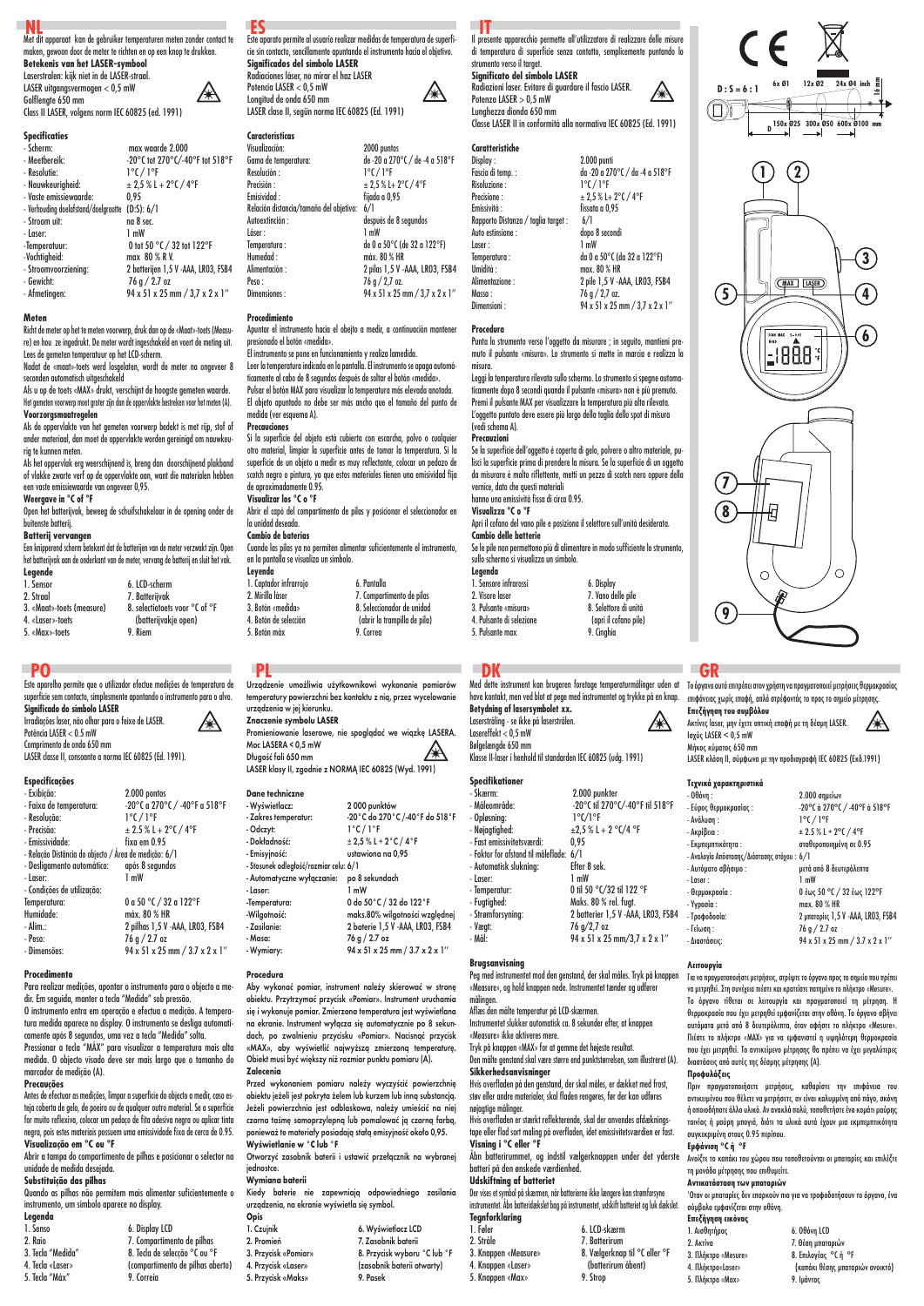# NL

Met dit apparaat kan de gebruiker temperaturen meten zonder contact te maken, gewoon door de meter te richten en op een knop te drukken.

**Betekenis van het LASER-symbool**

Laserstralen: kijk niet in de LASER-straal.

LASER uitgangsvermogen < 0,5 mW

Golflengte 650 mm

Class II LASER, volgens norm IEC 60825 (ed. 1991)

## Specificaties

| | |
|---|---|
| - Scherm: | max waarde 2.000 |
| - Meetbereik: | -20°C tot 270°C/-40°F tot 518°F |
| - Resolutie: | 1°C / 1°F |
| - Nauwkeurigheid: | ± 2,5 % L + 2°C / 4°F |
| - Vaste emissiewaarde: | 0,95 |
| - Verhouding doelafstand/doelgrootte | (D:S): 6/1 |
| - Stroom uit: | na 8 sec. |
| - Laser: | 1 mW |
| -Temperatuur: | 0 tot 50 °C / 32 tot 122°F |
| -Vochtigheid: | max 80 % R.V. |
| - Stroomvoorziening: | 2 batterijen 1,5 V -AAA, LR03, FSB4 |
| - Gewicht: | 76 g / 2.7 oz |
| - Afmetingen: | 94 x 51 x 25 mm / 3,7 x 2 x 1'' |

## Meten

Richt de meter op het te meten voorwerp, druk dan op de «Maat»-toets (Measure) en hou ze ingedrukt. De meter wordt ingeschakeld en voert de meting uit. Lees de gemeten temperatuur op het LCD-scherm.

Nadat de «maat»-toets werd losgelaten, wordt de meter na ongeveer 8 seconden automatisch uitgeschakeld

Als u op de toets «MAX» drukt, verschijnt de hoogste gemeten waarde. Het gemeten voorwerp moet groter zijn dan de oppervlakte bestreken voor het meten (A).

**Voorzorgsmaatregelen**

Als de oppervlakte van het gemeten voorwerp bedekt is met rijp, stof of ander materiaal, dan moet de oppervlakte worden gereinigd om nauwkeurig te kunnen meten.

Als het oppervlak erg weerschijnend is, breng dan doorschijnend plakband of vlakke zwarte verf op de oppervlakte aan, want die materialen hebben een vaste emissiewaarde van ongeveer 0,95.

**Weergave in °C of °F**

Open het batterijvak, beweeg de schuifschakelaar in de opening onder de buitenste batterij.

**Batterij vervangen**

Een knipperend scherm betekent dat de batterijen van de meter verzwakt zijn. Open het batterijvak aan de onderkant van de meter, vervang de batterij en sluit het vak.

**Legende**

1. Sensor
2. Straal
3. «Maat»-toets (measure)
4. «Laser»-toets
5. «Max»-toets
6. LCD-scherm
7. Batterijvak
8. selectietoets voor °C of °F (batterijvakje open)
9. Riem

# ES

Este aparato permite al usuario realizar medidas de temperatura de superficie sin contacto, sencillamente apuntando el instrumento hacia el objetivo.

**Significados del símbolo LASER**

Radiaciones láser, no mirar el haz LASER

Potencia LASER < 0,5 mW

Longitud de onda 650 mm

LASER clase II, según norma IEC 60825 (Ed. 1991)

## Características

| | |
|---|---|
| Visualización: | 2000 puntos |
| Gama de temperatura: | de -20 a 270°C / de -4 a 518°F |
| Resolución : | 1°C / 1°F |
| Precisión : | ± 2,5 % L+ 2°C / 4°F |
| Emisividad : | fijada a 0,95 |
| Relación distancia/tamaño del objetivo: | 6/1 |
| Autoextinción : | después de 8 segundos |
| Láser : | 1 mW |
| Temperatura : | de 0 a 50°C (de 32 a 122°F) |
| Humedad : | máx. 80 % HR |
| Alimentación : | 2 pilas 1,5 V -AAA, LR03, FSB4 |
| Peso : | 76 g / 2,7 oz. |
| Dimensiones : | 94 x 51 x 25 mm / 3,7 x 2 x 1'' |

## Procedimiento

Apuntar el instrumento hacia el obejto a medir, a continuación mantener presionado el botón «medida».

El instrumento se pone en funcionamiento y realiza lamedida.

Leer la temperatura indicada en la pantalla. El instrumento se apaga automáticamente al cabo de 8 segundos después de soltar el botón «medida».

Pulsar el botón MAX para visualizar la temperatura más elevada anotada.

El objeto apuntado no debe ser más ancho que el tamaño del punto de medida (ver esquema A).

**Precauciones**

Si la superficie del objeto está cubierta con escarcha, polvo o cualquier otro material, limpiar la superficie antes de tomar la temperatura. Si la superficie de un objeto a medir es muy reflectante, colocar un pedazo de scotch negro o pintura, ya que estos materiales tienen una emisividad fija de aproximadamente 0,95.

**Visualizar los °C o °F**

Abrir el capó del compartimento de pilas y posicionar el seleccionador en la unidad deseada.

**Cambio de baterías**

Cuando las pilas ya no permiten alimentar suficientemente el instrumento, en la pantalla se visualiza un símbolo.

**Leyenda**

1. Captador infrarrojo
2. Mirilla láser
3. Botón «medida»
4. Botón de selección
5. Botón máx
6. Pantalla
7. Compartimento de pilas
8. Seleccionador de unidad (abrir la trampilla de pila)
9. Correa

# IT

Il presente apparecchio permette all'utilizzatore di realizzare delle misure di temperatura di superficie senza contatto, semplicemente puntando lo strumento verso il target.

**Significato del simbolo LASER**

Radiazioni laser. Evitare di guardare il fascio LASER.

Potenza LASER > 0,5 mW

Lunghezza dionda 650 mm

Classe LASER II in conformità alla normativa IEC 60825 (Ed. 1991)

## Caratteristiche

| | |
|---|---|
| Display : | 2.000 punti |
| Fascia di temp. : | da -20 a 270°C / da -4 a 518°F |
| Risoluzione : | 1°C / 1°F |
| Precisione : | ± 2,5 % L+ 2°C / 4°F |
| Emissività : | fissata a 0,95 |
| Rapporto Distanza / taglia target : | 6/1 |
| Auto estinsione : | dopo 8 secondi |
| Laser : | 1 mW |
| Temperatura : | da 0 a 50°C (da 32 a 122°F) |
| Umidità : | max. 80 % HR |
| Alimentazione : | 2 pile 1,5 V -AAA, LR03, FSB4 |
| Massa : | 76 g / 2,7 oz. |
| Dimensioni : | 94 x 51 x 25 mm / 3,7 x 2 x 1'' |

## Procedura

Punta lo strumento verso l'oggetto da misurare ; in seguito, mantieni premuto il pulsante «misura». Lo strumento si mette in marcia e realizza la misura.

Leggi la temperatura rilevata sullo schermo. Lo strumento si spegne automaticamente dopo 8 secondi quando il pulsante «misura» non è più premuto.

Premi il pulsante MAX per visualizzare la temperatura più alta rilevata.

L'oggetto puntato deve essere più largo della taglia dello spot di misura (vedi schema A).

**Precauzioni**

Se la superficie dell'oggetto è coperta di gelo, polvere o altro materiale, pulisci la superficie prima di prendere la misura. Se la superficie di un oggetto da misurare è molto riflettente, metti un pezzo di scotch nero oppure della vernice, dato che questi materiali hanno una emissività fissa di circa 0.95.

**Visualizza °C o °F**

Apri il cofano del vano pile e posiziona il selettore sull'unità desiderata.

**Cambio delle batterie**

Se le pile non permettono più di alimentare in modo sufficiente lo strumento, sullo schermo si visualizza un simbolo.

**Legenda**

1. Sensore infrarossi
2. Visore laser
3. Pulsante «misura»
4. Pulsante di selezione
5. Pulsante max
6. Display
7. Vano delle pile
8. Selettore di unità (apri il cofano pile)
9. Cinghia

D : S = 6 : 1

6x Ø1 — 12x Ø2 — 24x Ø4 inch

150x Ø25 — 300x Ø50 — 600x Ø100 mm

MAX LASER

# PO

Este aparelho permite que o utilizador efectue medições de temperatura de superfície sem contacto, simplesmente apontando o instrumento para o alvo.

**Significado do símbolo LASER**

Irradiações laser, não olhar para o feixe de LASER.

Potência LASER < 0.5 mW

Comprimento de onda 650 mm

LASER classe II, consoante a norma IEC 60825 (Ed. 1991).

## Especificações

| | |
|---|---|
| - Exibição: | 2.000 pontos |
| - Faixa de temperatura: | -20°C a 270°C / -40°F a 518°F |
| - Resolução: | 1°C / 1°F |
| - Precisão: | ± 2.5 % L+ 2°C / 4°F |
| - Emissividade: | fixa em 0.95 |
| - Relação Distância do objecto / Área de medição: | 6/1 |
| - Desligamento automático: | após 8 segundos |
| - Laser: | 1 mW |
| - Condições de utilização: | |
| Temperatura: | 0 a 50 °C / 32 a 122°F |
| Humidade: | máx. 80 % HR |
| - Alim.: | 2 pilhas 1,5 V -AAA, LR03, FSB4 |
| - Peso: | 76 g / 2.7 oz |
| - Dimensões: | 94 x 51 x 25 mm / 3.7 x 2 x 1'' |

## Procedimento

Para realizar medições, apontar o instrumento para o objecto a medir. Em seguida, manter a tecla "Medida" sob pressão.

O instrumento entra em operação e efectua a medição. A temperatura medida aparece no display. O instrumento se desliga automaticamente após 8 segundos, uma vez a tecla "Medida" solta.

Pressionar a tecla "MAX" para visualizar a temperatura mais alta medida. O objecto visado deve ser mais largo que o tamanho do marcador de medição (A).

**Precauções**

Antes de efectuar as medições, limpar a superfície do objecto a medir, caso esteja coberta de gelo, de poeira ou de qualquer outro material. Se a superfície for muito reflexiva, colocar um pedaço de fita adesiva negra ou aplicar tinta negra, pois estes materiais possuem uma emissividade fixa de cerca de 0.95.

**Visualização em °C ou °F**

Abrir a tampa do compartimento de pilhas e posicionar o selector na unidade de medida desejada.

**Substituição das pilhas**

Quando as pilhas não permitem mais alimentar suficientemente o instrumento, um símbolo aparece no display.

**Legenda**

1. Senso
2. Raio
3. Tecla "Medida"
4. Tecla «Laser»
5. Tecla "Max"
6. Display LCD
7. Compartimento de pilhas
8. Tecla de selecção °C ou °F (compartimento de pilhas aberto)
9. Correia

# PL

Urządzenie umożliwia użytkownikowi wykonanie pomiarów temperatury powierzchni bez kontaktu z nią, przez wycelowanie urządzenia w jej kierunku.

**Znaczenie symbolu LASER**

Promieniowanie laserowe, nie spoglądać we wiązkę LASERA.

Moc LASERA < 0,5 mW

Długość fali 650 mm

LASER klasy II, zgodnie z NORMĄ IEC 60825 (Wyd. 1991)

## Dane techniczne

| | |
|---|---|
| - Wyświetlacz: | 2 000 punktów |
| - Zakres temperatur: | -20°C do 270°C /-40°F do 518°F |
| - Odczyt: | 1°C / 1°F |
| - Dokładność: | ± 2,5 % L + 2°C / 4°F |
| - Emisyjność: | ustawiona na 0,95 |
| - Stosunek odległość/rozmiar celu: | 6/1 |
| - Automatyczne wyłączanie: | po 8 sekundach |
| - Laser: | 1 mW |
| -Temperatura: | 0 do 50°C / 32 do 122°F |
| -Wilgotność: | maks.80% wilgotności względnej |
| - Zasilanie: | 2 baterie 1,5 V -AAA, LR03, FSB4 |
| - Masa: | 76 g / 2.7 oz |
| - Wymiary: | 94 x 51 x 25 mm / 3,7 x 2 x 1'' |

## Procedura

Aby wykonać pomiar, instrument należy skierować w stronę obiektu. Przytrzymać przycisk «Pomiar». Instrument uruchamia się i wykonuje pomiar. Zmierzona temperatura jest wyświetlana na ekranie. Instrument wyłącza się automatycznie po 8 sekundach, po zwolnieniu przycisku «Pomiar». Nacisnąć przycisk «MAX», aby wyświetlić najwyższą zmierzoną temperaturę. Obiekt musi być większy niż rozmiar punktu pomiaru (A).

**Zalecenia**

Przed wykonaniem pomiaru należy wyczyścić powierzchnię obiektu jeżeli jest pokryta żelem lub kurzem lub inną substancją. Jeżeli powierzchnia jest odblaskowa, należy umieścić na niej czarną taśmę samoprzylepną lub pomalować ją czarną farbą, ponieważ te materiały posiadają stałą emisyjność około 0,95.

**Wyświetlanie w °C lub °F**

Otworzyć zasobnik baterii i ustawić przełącznik na wybranej jednostce.

**Wymiana baterii**

Kiedy baterie nie zapewniają odpowiedniego zasilania urządzenia, na ekranie wyświetla się symbol.

**Opis**

1. Czujnik
2. Promień
3. Przycisk «Pomiar»
4. Przycisk «Laser»
5. Przycisk «Maks»
6. Wyświetlacz LCD
7. Zasobnik baterii
8. Przycisk wyboru °C lub °F (zasobnik baterii otwarty)
9. Pasek

# DK

Med dette instrument kan brugeren foretage temperaturmålinger uden at have kontakt, men ved blot at pege med instrumentet og trykke på en knap.

**Betydning af lasersymbolet xx.**

Laserstråling - se ikke på laserstrålen.

Lasereffekt < 0,5 mW

Bølgelængde 650 mm

Klasse II-laser i henhold til standarden IEC 60825 (udg. 1991)

## Specifikationer

| | |
|---|---|
| - Skærm: | 2.000 punkter |
| - Måleområde: | -20°C til 270°C/-40°F til 518°F |
| - Opløsning: | 1°C/1°F |
| - Nøjagtighed: | ±2,5 % L + 2 °C/4 °F |
| - Fast emissivitetsværdi: | 0,95 |
| - Faktor for afstand til målefladen: | 6/1 |
| - Automatisk slukning: | Efter 8 sek. |
| - Laser: | 1 mW |
| - Temperatur: | 0 til 50 °C/32 til 122 °F |
| - Fugtighed: | Maks. 80 % rel. fugt. |
| - Strømforsyning: | 2 batterier 1,5 V -AAA, LR03, FSB4 |
| - Vægt: | 76 g/2,7 oz |
| - Mål: | 94 x 51 x 25 mm/3,7 x 2 x 1'' |

## Brugsanvisning

Peg med instrumentet mod den genstand, der skal måles. Tryk på knappen «Measure», og hold knappen nede. Instrumentet tænder og udfører målingen.

Aflæs den målte temperatur på LCD-skærmen.

Instrumentet slukker automatisk ca. 8 sekunder efter, at knappen «Measure» ikke aktiveres mere.

Tryk på knappen «MAX» for at gemme det højeste resultat.

Den målte genstand skal være større end punktstørrelsen, som illustreret (A).

**Sikkerhedsanvisninger**

Hvis overfladen på den genstand, der skal måles, er dækket med frost, støv eller andre materialer, skal fladen rengøres, før der kan udføres nøjagtige målinger.

Hvis overfladen er stærkt reflekterende, skal der anvendes afdækningstape eller flad sort maling på overfladen, idet emissivitetsværdien er fast.

**Visning i °C eller °F**

Åbn batterirummet, og indstil vælgerknappen under det yderste batteri på den ønskede værdienhed.

**Udskiftning af batteriet**

Der vises et symbol på skærmen, når batterierne ikke længere kan strømforsyne instrumentet. Åbn batteridækslet bag på instrumentet, udskift batteriet og luk dækslet.

**Tegnforklaring**

1. Føler
2. Stråle
3. Knappen «Measure»
4. Knappen «Laser»
5. Knappen «Max»
6. LCD-skærm
7. Batterirum
8. Vælgerknap til °C eller °F (batterirum åbent)
9. Strop

# GR

Το όργανο αυτό επιτρέπει στον χρήστη να πραγματοποιεί μετρήσεις θερμοκρασίας επιφάνειας χωρίς επαφή, απλά στρέφοντάς το προς το σημείο μέτρησης.

**Επεξήγηση του συμβόλου**

Ακτίνες laser, μην έχετε οπτική επαφή με τη δέσμη LASER.

Ισχύς LASER < 0,5 mW

Μήκος κύματος 650 mm

LASER κλάση II, σύμφωνα με την προδιαγραφή IEC 60825 (Εκδ.1991)

## Τεχνικά χαρακτηριστικά

| | |
|---|---|
| - Οθόνη : | 2.000 σημείων |
| - Εύρος θερμοκρασίας : | -20°C έως 270°C / -40°F έως 518°F |
| - Ανάλυση : | 1°C / 1°F |
| - Ακρίβεια : | ± 2.5 % L + 2°C / 4°F |
| - Εκπεμπτικότητα : | σταθεροποιημένη σε 0.95 |
| - Αναλογία Απόστασης/Διάστασης στόχου : | 6/1 |
| - Αυτόματο σβήσιμο : | μετά από 8 δευτερόλεπτα |
| - Laser : | 1 mW |
| - Θερμοκρασία : | 0 έως 50 °C / 32 έως 122°F |
| - Υγρασία : | max. 80 % HR |
| - Τροφοδοσία: | 2 μπαταρίες 1,5 V -AAA, LR03, FSB4 |
| - Γέιωση : | 76 g / 2.7 oz |
| - Διαστάσεις: | 94 x 51 x 25 mm / 3.7 x 2 x 1'' |

## Λειτουργία

Για να πραγματοποιήσετε μετρήσεις, στρέψτε το όργανο προς το σημείο που πρέπει να μετρηθεί. Στη συνέχεια πιέστε και κρατήστε πατημένο το πλήκτρο «Measure». Το όργανο τίθεται σε λειτουργία και πραγματοποιεί τη μέτρηση. Η θερμοκρασία που έχει μετρηθεί εμφανίζεται στην οθόνη. Το όργανο σβήνει αυτόματα μετά από 8 δευτερόλεπτα, όταν αφήσετε το πλήκτρο «Measure». Πιέστε το πλήκτρο «MAX» για να εμφανιστεί η υψηλότερη θερμοκρασία που έχει μετρηθεί. Το αντικείμενο μέτρησης θα πρέπει να έχει μεγαλύτερες διαστάσεις από αυτές της δέσμης μέτρησης (A).

**Προφυλάξεις**

Πριν πραγματοποιήσετε μετρήσεις, καθαρίστε την επιφάνεια του αντικειμένου που θέλετε να μετρήσετε, αν είναι καλυμμένη από πάγο, σκόνη ή οποιοδήποτε άλλο υλικό. Αν ανακλά πολύ, τοποθετήστε ένα κομάτι μαύρης ταινίας ή μαύρη μπογιά, διότι τα υλικά αυτά έχουν μια εκπεμπτικότητα συγκεκριμένη γύρους 0.95 περίπου.

**Εμφάνιση °C ή °F**

Ανοίξτε το καπάκι του χώρου που τοποθετούνται οι μπαταρίες και επιλέξτε τη μονάδα μέτρησης που επιθυμείτε.

**Αντικατάσταση των μπαταριών**

Όταν οι μπαταρίες δεν επαρκούν πια για να τροφοδοτήσουν το όργανο, ένα σύμβολο εμφανίζεται στην οθόνη.

**Επεξήγηση εικόνας**

1. Αισθητήρας
2. Ακτίνα
3. Πλήκτρο «Mesure»
4. Πλήκτρο«Laser»
5. Πλήκτρο «Max»
6. Οθόνη LCD
7. Θέση μπαταριών
8. Επιλογέας °C ή °F (κάλυμμα θέσης μπαταριών ανοικτό)
9. Ιμάντας